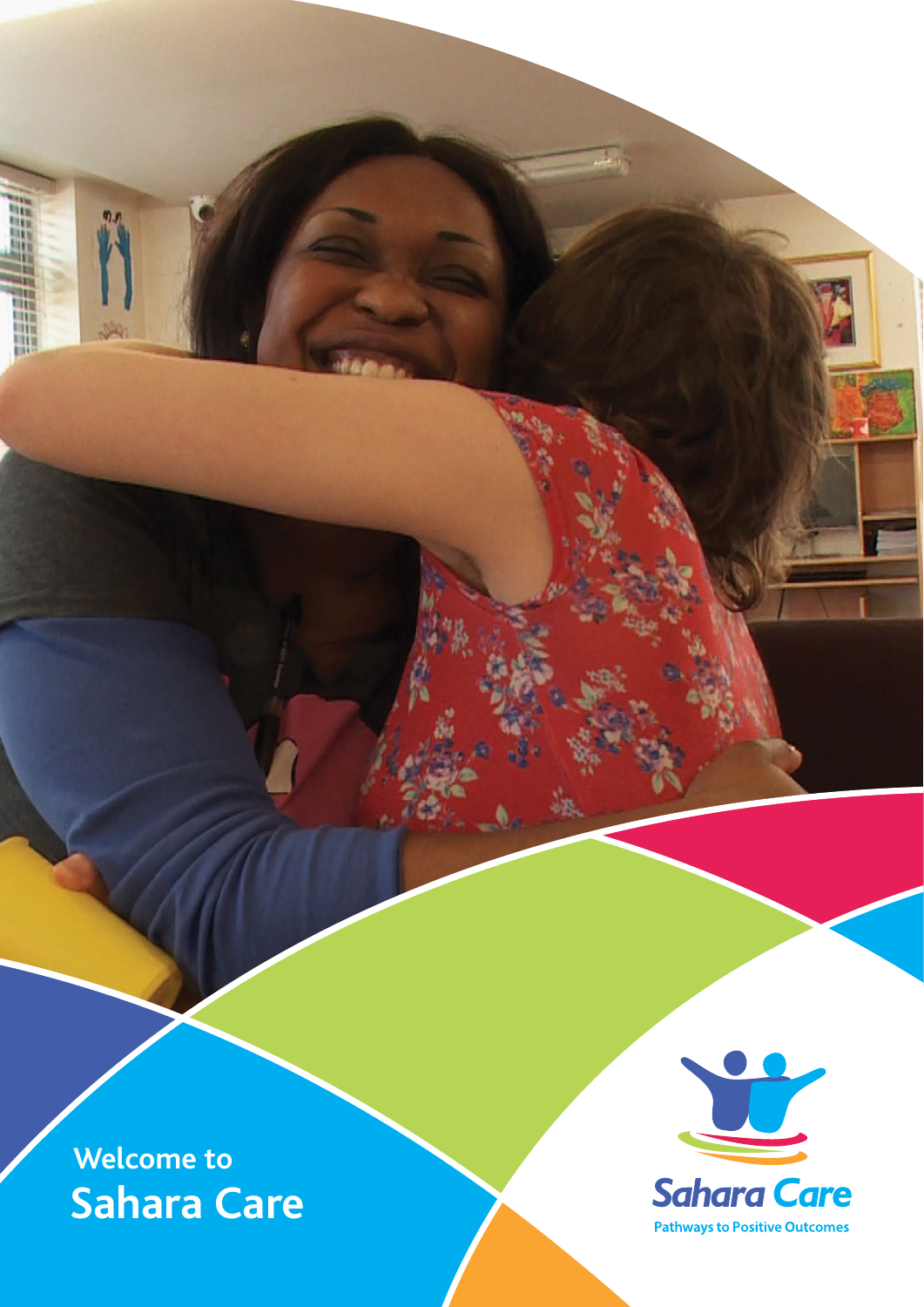# Welcome to Sahara Care

Sahara Care

Pathways to Positive Outcomes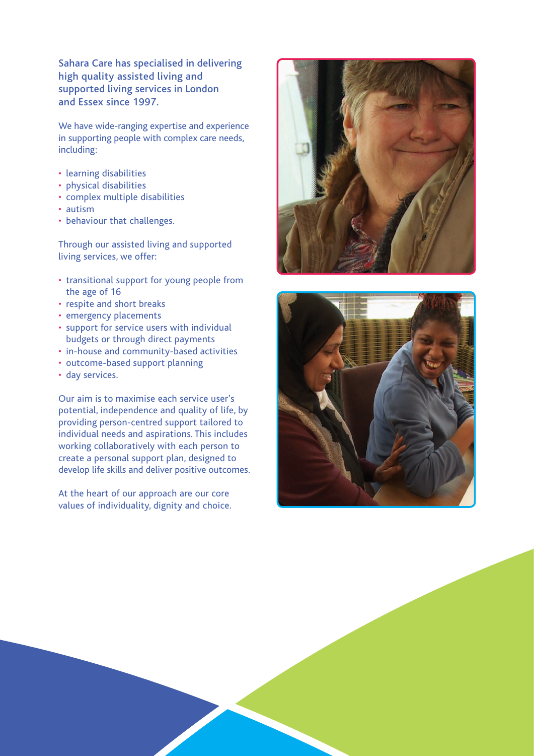Sahara Care has specialised in delivering high quality assisted living and supported living services in London and Essex since 1997.

We have wide-ranging expertise and experience in supporting people with complex care needs, including:

- learning disabilities
- physical disabilities
- complex multiple disabilities
- autism
- behaviour that challenges.

Through our assisted living and supported living services, we offer:

- transitional support for young people from the age of 16
- respite and short breaks
- emergency placements
- support for service users with individual budgets or through direct payments
- in-house and community-based activities
- outcome-based support planning
- day services.

Our aim is to maximise each service user's potential, independence and quality of life, by providing person-centred support tailored to individual needs and aspirations. This includes working collaboratively with each person to create a personal support plan, designed to develop life skills and deliver positive outcomes.

At the heart of our approach are our core values of individuality, dignity and choice.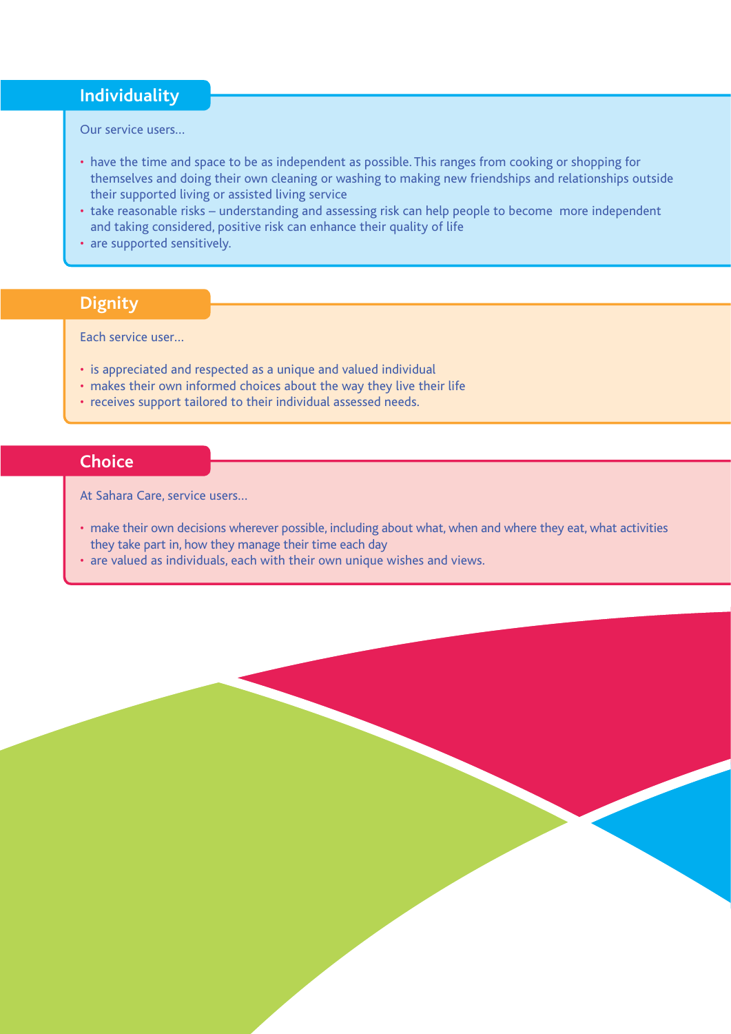## Individuality

Our service users…

- have the time and space to be as independent as possible. This ranges from cooking or shopping for themselves and doing their own cleaning or washing to making new friendships and relationships outside their supported living or assisted living service
- take reasonable risks – understanding and assessing risk can help people to become more independent and taking considered, positive risk can enhance their quality of life
- are supported sensitively.

## Dignity

Each service user…

- is appreciated and respected as a unique and valued individual
- makes their own informed choices about the way they live their life
- receives support tailored to their individual assessed needs.

## Choice

At Sahara Care, service users…

- make their own decisions wherever possible, including about what, when and where they eat, what activities they take part in, how they manage their time each day
- are valued as individuals, each with their own unique wishes and views.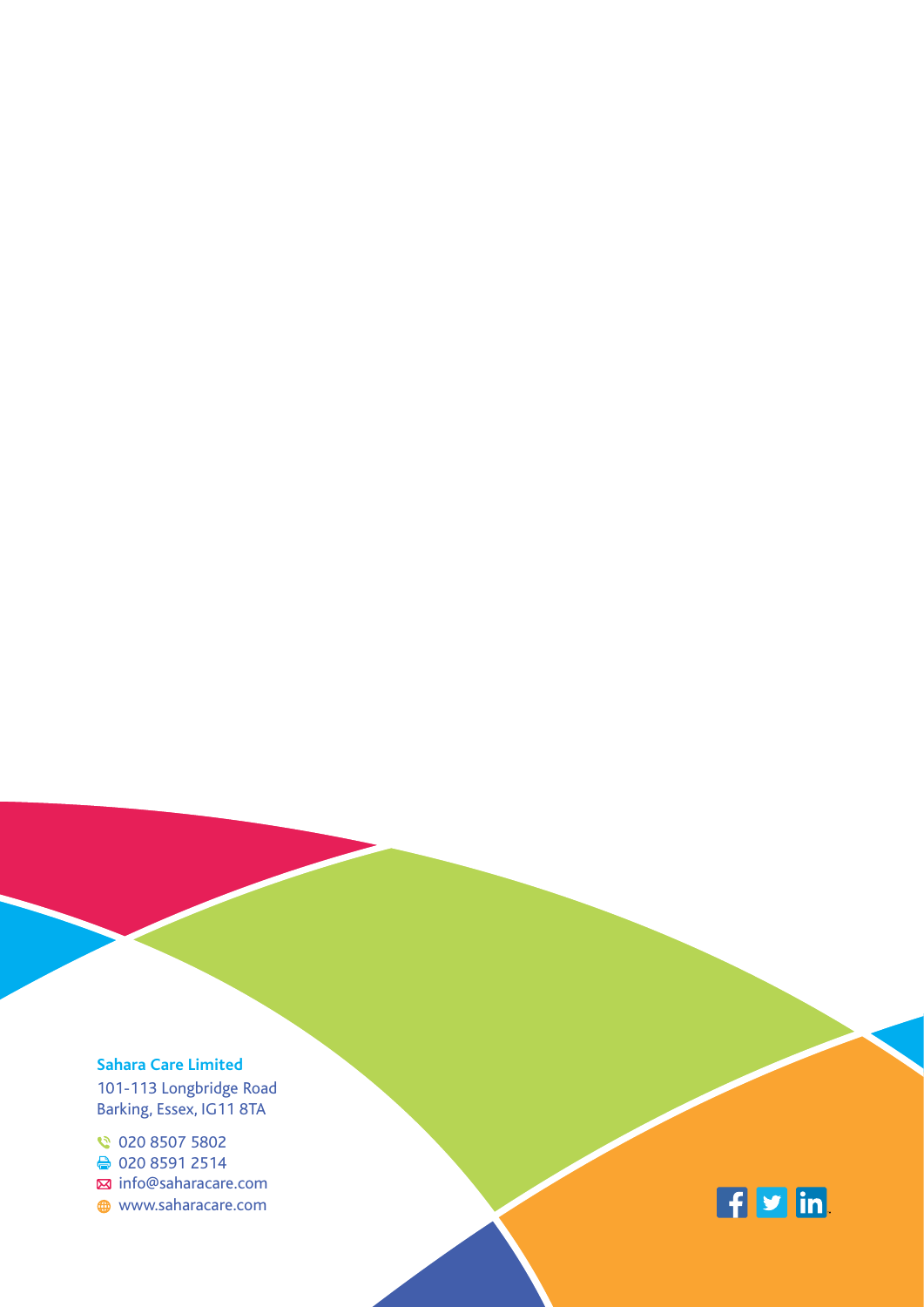**Sahara Care Limited**

101-113 Longbridge Road
Barking, Essex, IG11 8TA

020 8507 5802
020 8591 2514
info@saharacare.com
www.saharacare.com